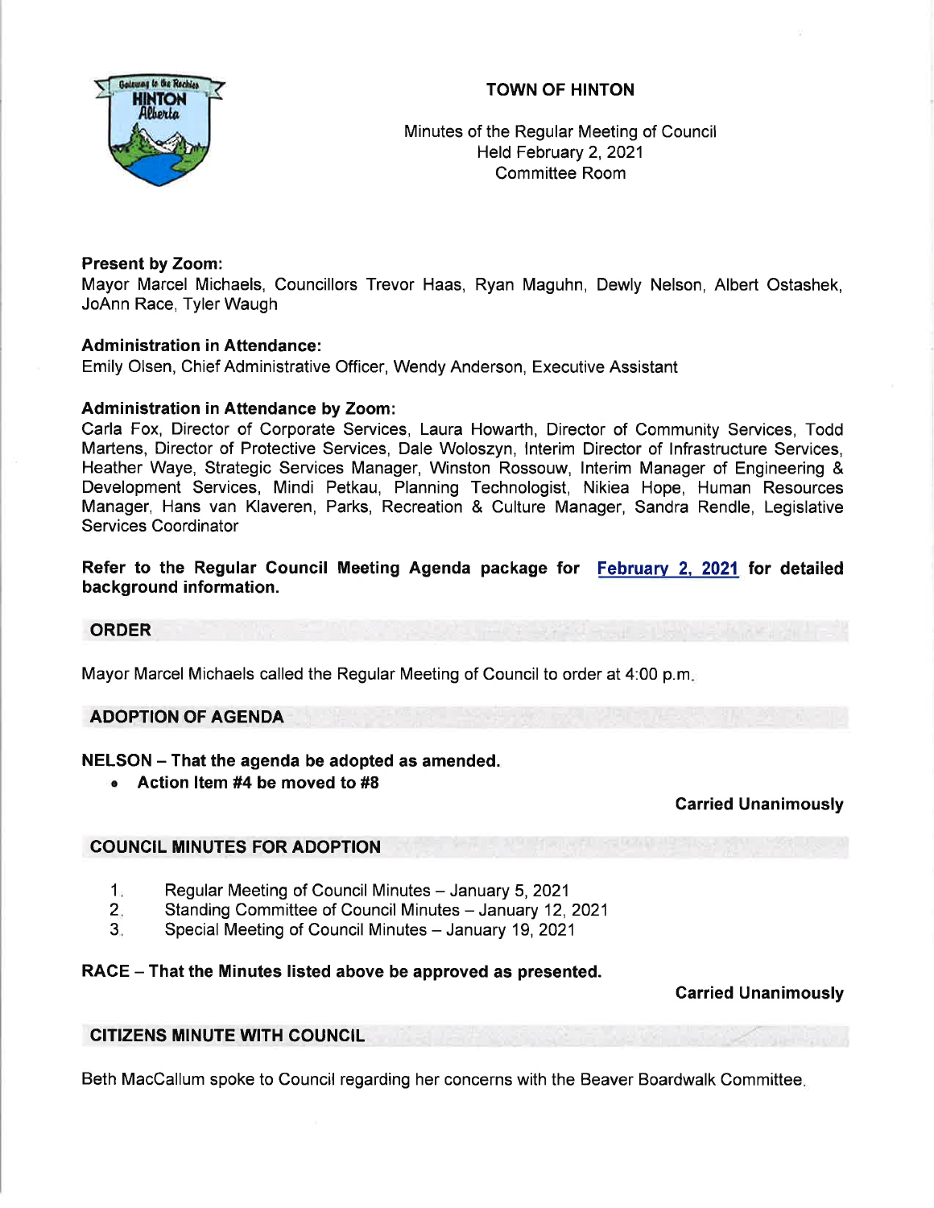# TOWN OF HINTON

Minutes of the Regular Meeting of Council
Held February 2, 2021
Committee Room

**Present by Zoom:**
Mayor Marcel Michaels, Councillors Trevor Haas, Ryan Maguhn, Dewly Nelson, Albert Ostashek, JoAnn Race, Tyler Waugh

**Administration in Attendance:**
Emily Olsen, Chief Administrative Officer, Wendy Anderson, Executive Assistant

**Administration in Attendance by Zoom:**
Carla Fox, Director of Corporate Services, Laura Howarth, Director of Community Services, Todd Martens, Director of Protective Services, Dale Woloszyn, Interim Director of Infrastructure Services, Heather Waye, Strategic Services Manager, Winston Rossouw, Interim Manager of Engineering & Development Services, Mindi Petkau, Planning Technologist, Nikiea Hope, Human Resources Manager, Hans van Klaveren, Parks, Recreation & Culture Manager, Sandra Rendle, Legislative Services Coordinator

**Refer to the Regular Council Meeting Agenda package for February 2, 2021 for detailed background information.**

## ORDER

Mayor Marcel Michaels called the Regular Meeting of Council to order at 4:00 p.m.

## ADOPTION OF AGENDA

**NELSON – That the agenda be adopted as amended.**

- **Action Item #4 be moved to #8**

**Carried Unanimously**

## COUNCIL MINUTES FOR ADOPTION

1. Regular Meeting of Council Minutes – January 5, 2021
2. Standing Committee of Council Minutes – January 12, 2021
3. Special Meeting of Council Minutes – January 19, 2021

**RACE – That the Minutes listed above be approved as presented.**

**Carried Unanimously**

## CITIZENS MINUTE WITH COUNCIL

Beth MacCallum spoke to Council regarding her concerns with the Beaver Boardwalk Committee.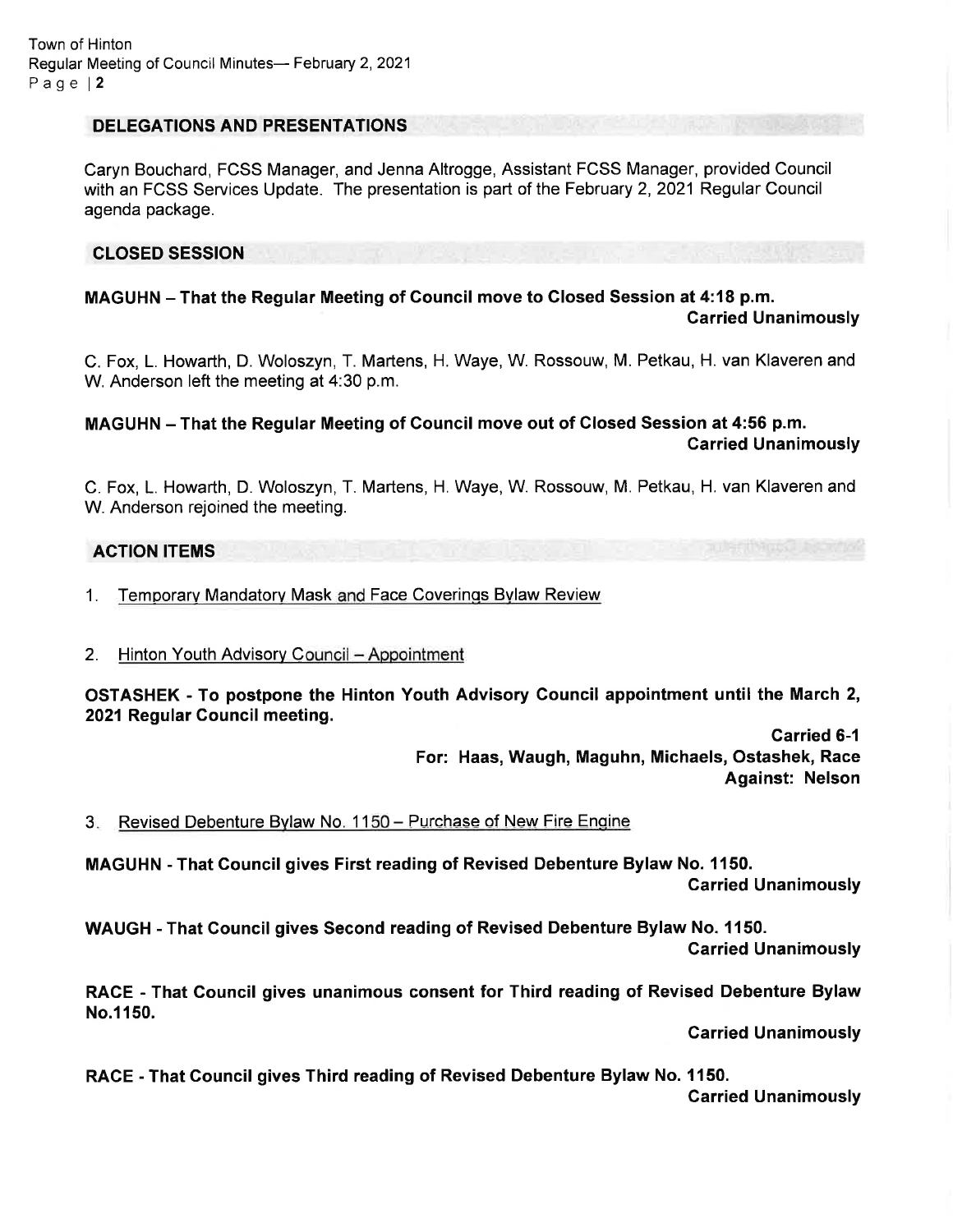## DELEGATIONS AND PRESENTATIONS

Caryn Bouchard, FCSS Manager, and Jenna Altrogge, Assistant FCSS Manager, provided Council with an FCSS Services Update. The presentation is part of the February 2, 2021 Regular Council agenda package.

## CLOSED SESSION

**MAGUHN – That the Regular Meeting of Council move to Closed Session at 4:18 p.m.**
**Carried Unanimously**

C. Fox, L. Howarth, D. Woloszyn, T. Martens, H. Waye, W. Rossouw, M. Petkau, H. van Klaveren and W. Anderson left the meeting at 4:30 p.m.

**MAGUHN – That the Regular Meeting of Council move out of Closed Session at 4:56 p.m.**
**Carried Unanimously**

C. Fox, L. Howarth, D. Woloszyn, T. Martens, H. Waye, W. Rossouw, M. Petkau, H. van Klaveren and W. Anderson rejoined the meeting.

## ACTION ITEMS

1. Temporary Mandatory Mask and Face Coverings Bylaw Review

2. Hinton Youth Advisory Council – Appointment

**OSTASHEK - To postpone the Hinton Youth Advisory Council appointment until the March 2, 2021 Regular Council meeting.**
**Carried 6-1**
**For: Haas, Waugh, Maguhn, Michaels, Ostashek, Race**
**Against: Nelson**

3. Revised Debenture Bylaw No. 1150 – Purchase of New Fire Engine

**MAGUHN - That Council gives First reading of Revised Debenture Bylaw No. 1150.**
**Carried Unanimously**

**WAUGH - That Council gives Second reading of Revised Debenture Bylaw No. 1150.**
**Carried Unanimously**

**RACE - That Council gives unanimous consent for Third reading of Revised Debenture Bylaw No.1150.**
**Carried Unanimously**

**RACE - That Council gives Third reading of Revised Debenture Bylaw No. 1150.**
**Carried Unanimously**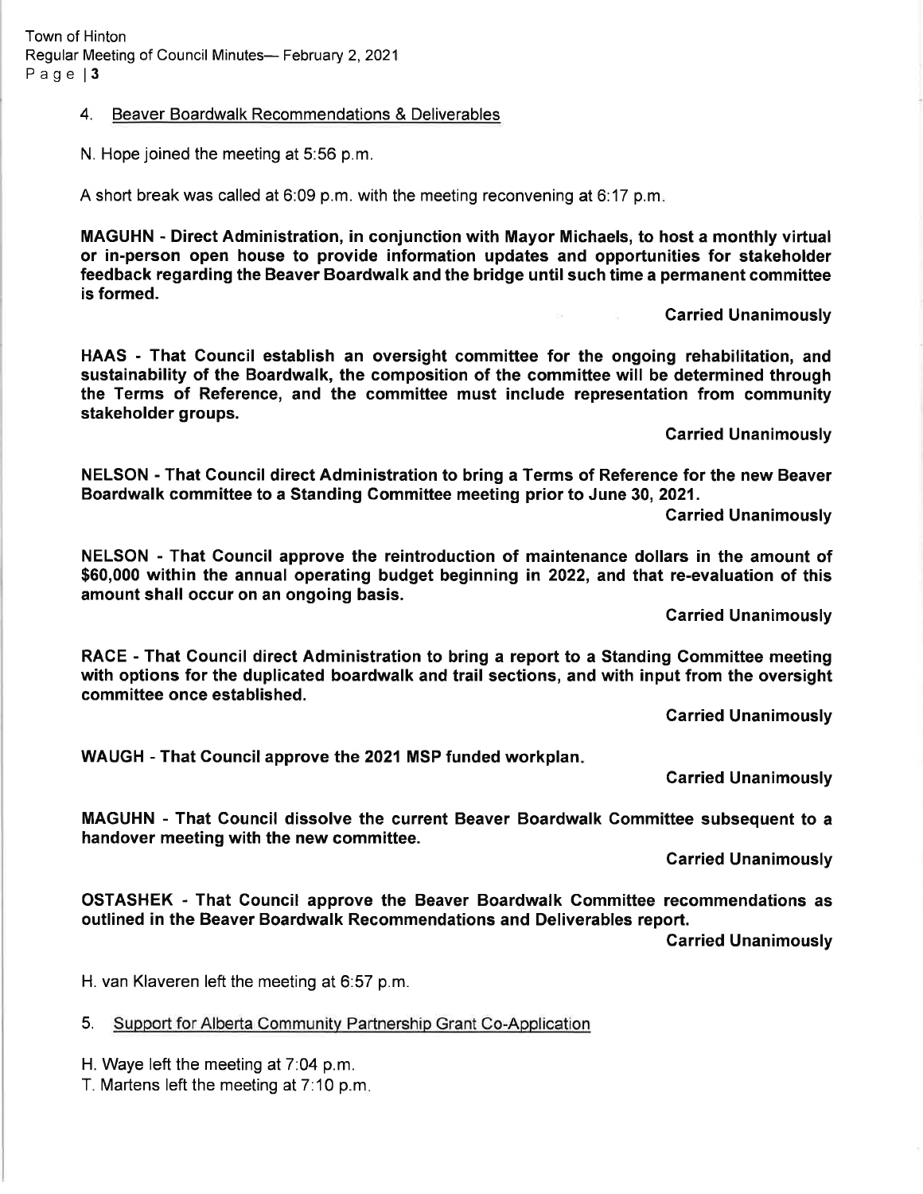4. Beaver Boardwalk Recommendations & Deliverables

N. Hope joined the meeting at 5:56 p.m.

A short break was called at 6:09 p.m. with the meeting reconvening at 6:17 p.m.

**MAGUHN - Direct Administration, in conjunction with Mayor Michaels, to host a monthly virtual or in-person open house to provide information updates and opportunities for stakeholder feedback regarding the Beaver Boardwalk and the bridge until such time a permanent committee is formed.**

**Carried Unanimously**

**HAAS - That Council establish an oversight committee for the ongoing rehabilitation, and sustainability of the Boardwalk, the composition of the committee will be determined through the Terms of Reference, and the committee must include representation from community stakeholder groups.**

**Carried Unanimously**

**NELSON - That Council direct Administration to bring a Terms of Reference for the new Beaver Boardwalk committee to a Standing Committee meeting prior to June 30, 2021.**

**Carried Unanimously**

**NELSON - That Council approve the reintroduction of maintenance dollars in the amount of $60,000 within the annual operating budget beginning in 2022, and that re-evaluation of this amount shall occur on an ongoing basis.**

**Carried Unanimously**

**RACE - That Council direct Administration to bring a report to a Standing Committee meeting with options for the duplicated boardwalk and trail sections, and with input from the oversight committee once established.**

**Carried Unanimously**

**WAUGH - That Council approve the 2021 MSP funded workplan.**

**Carried Unanimously**

**MAGUHN - That Council dissolve the current Beaver Boardwalk Committee subsequent to a handover meeting with the new committee.**

**Carried Unanimously**

**OSTASHEK - That Council approve the Beaver Boardwalk Committee recommendations as outlined in the Beaver Boardwalk Recommendations and Deliverables report.**

**Carried Unanimously**

H. van Klaveren left the meeting at 6:57 p.m.

5. Support for Alberta Community Partnership Grant Co-Application

H. Waye left the meeting at 7:04 p.m.
T. Martens left the meeting at 7:10 p.m.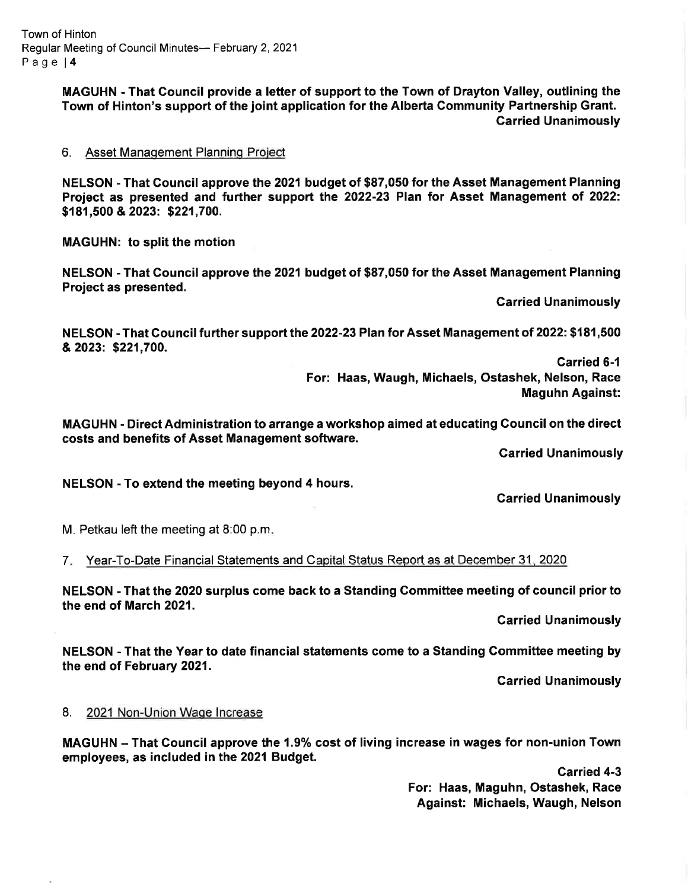**MAGUHN - That Council provide a letter of support to the Town of Drayton Valley, outlining the Town of Hinton's support of the joint application for the Alberta Community Partnership Grant.**

**Carried Unanimously**

6. Asset Management Planning Project

**NELSON - That Council approve the 2021 budget of $87,050 for the Asset Management Planning Project as presented and further support the 2022-23 Plan for Asset Management of 2022: $181,500 & 2023: $221,700.**

**MAGUHN: to split the motion**

**NELSON - That Council approve the 2021 budget of $87,050 for the Asset Management Planning Project as presented.**

**Carried Unanimously**

**NELSON - That Council further support the 2022-23 Plan for Asset Management of 2022: $181,500 & 2023: $221,700.**

**Carried 6-1**
**For: Haas, Waugh, Michaels, Ostashek, Nelson, Race**
**Maguhn Against:**

**MAGUHN - Direct Administration to arrange a workshop aimed at educating Council on the direct costs and benefits of Asset Management software.**

**Carried Unanimously**

**NELSON - To extend the meeting beyond 4 hours.**

**Carried Unanimously**

M. Petkau left the meeting at 8:00 p.m.

7. Year-To-Date Financial Statements and Capital Status Report as at December 31, 2020

**NELSON - That the 2020 surplus come back to a Standing Committee meeting of council prior to the end of March 2021.**

**Carried Unanimously**

**NELSON - That the Year to date financial statements come to a Standing Committee meeting by the end of February 2021.**

**Carried Unanimously**

8. 2021 Non-Union Wage Increase

**MAGUHN – That Council approve the 1.9% cost of living increase in wages for non-union Town employees, as included in the 2021 Budget.**

**Carried 4-3**
**For: Haas, Maguhn, Ostashek, Race**
**Against: Michaels, Waugh, Nelson**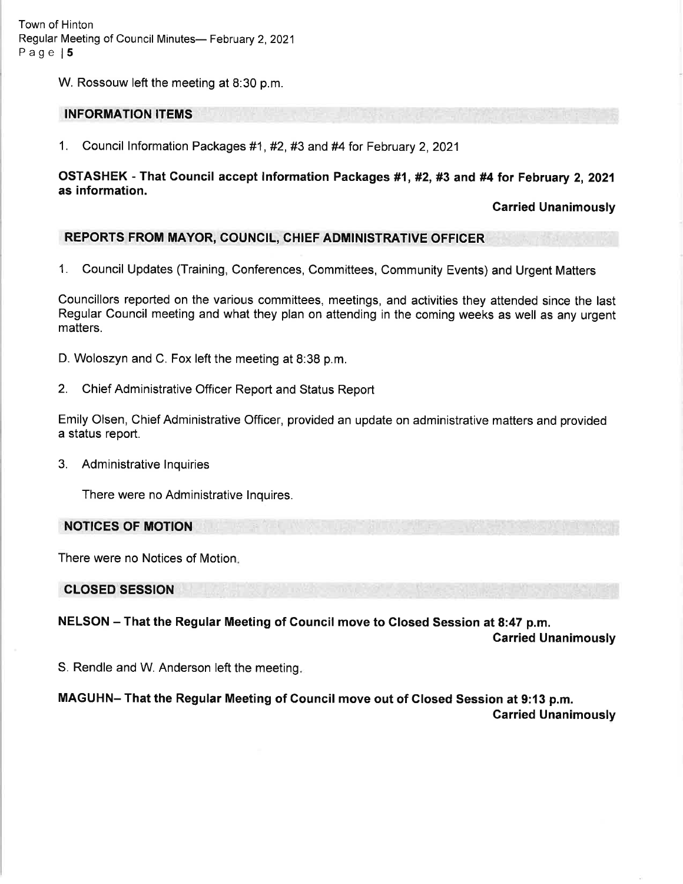W. Rossouw left the meeting at 8:30 p.m.

## INFORMATION ITEMS

1. Council Information Packages #1, #2, #3 and #4 for February 2, 2021

**OSTASHEK - That Council accept Information Packages #1, #2, #3 and #4 for February 2, 2021 as information.**

**Carried Unanimously**

## REPORTS FROM MAYOR, COUNCIL, CHIEF ADMINISTRATIVE OFFICER

1. Council Updates (Training, Conferences, Committees, Community Events) and Urgent Matters

Councillors reported on the various committees, meetings, and activities they attended since the last Regular Council meeting and what they plan on attending in the coming weeks as well as any urgent matters.

D. Woloszyn and C. Fox left the meeting at 8:38 p.m.

2. Chief Administrative Officer Report and Status Report

Emily Olsen, Chief Administrative Officer, provided an update on administrative matters and provided a status report.

3. Administrative Inquiries

   There were no Administrative Inquires.

## NOTICES OF MOTION

There were no Notices of Motion.

## CLOSED SESSION

**NELSON – That the Regular Meeting of Council move to Closed Session at 8:47 p.m.**

**Carried Unanimously**

S. Rendle and W. Anderson left the meeting.

**MAGUHN– That the Regular Meeting of Council move out of Closed Session at 9:13 p.m.**

**Carried Unanimously**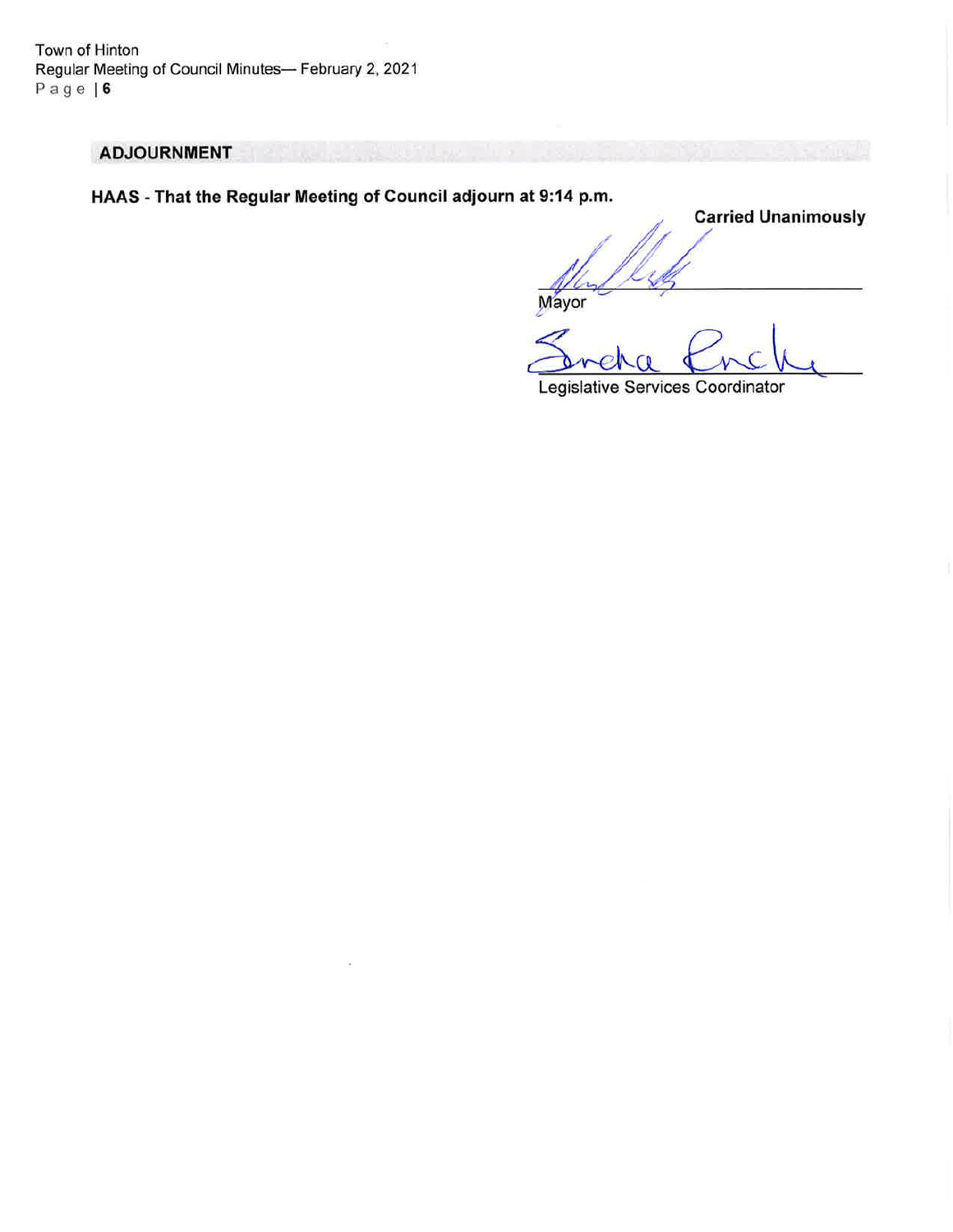## ADJOURNMENT

**HAAS - That the Regular Meeting of Council adjourn at 9:14 p.m.**

**Carried Unanimously**

Mayor

Legislative Services Coordinator